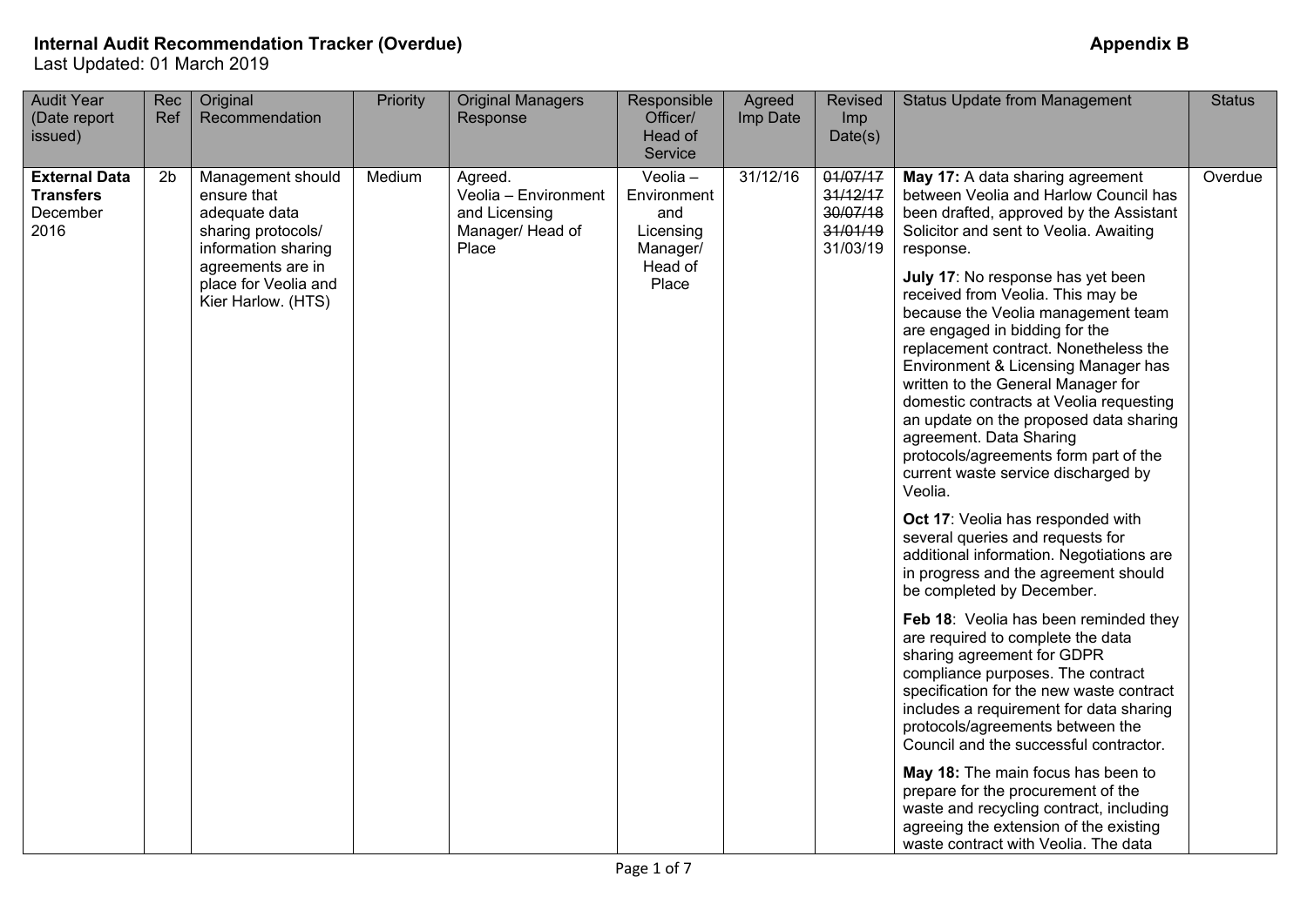**Internal Audit Recommendation Tracker (Overdue)** **Appendix B**

Last Updated: 01 March 2019

| Audit Year (Date report issued) | Rec Ref | Original Recommendation | Priority | Original Managers Response | Responsible Officer/ Head of Service | Agreed Imp Date | Revised Imp Date(s) | Status Update from Management | Status |
|---|---|---|---|---|---|---|---|---|---|
| **External Data Transfers** December 2016 | 2b | Management should ensure that adequate data sharing protocols/ information sharing agreements are in place for Veolia and Kier Harlow. (HTS) | Medium | Agreed. Veolia – Environment and Licensing Manager/ Head of Place | Veolia – Environment and Licensing Manager/ Head of Place | 31/12/16 | ~~01/07/17~~ ~~31/12/17~~ ~~30/07/18~~ ~~31/01/19~~ 31/03/19 | **May 17:** A data sharing agreement between Veolia and Harlow Council has been drafted, approved by the Assistant Solicitor and sent to Veolia. Awaiting response.<br><br>**July 17**: No response has yet been received from Veolia. This may be because the Veolia management team are engaged in bidding for the replacement contract. Nonetheless the Environment & Licensing Manager has written to the General Manager for domestic contracts at Veolia requesting an update on the proposed data sharing agreement. Data Sharing protocols/agreements form part of the current waste service discharged by Veolia.<br><br>**Oct 17**: Veolia has responded with several queries and requests for additional information. Negotiations are in progress and the agreement should be completed by December.<br><br>**Feb 18**: Veolia has been reminded they are required to complete the data sharing agreement for GDPR compliance purposes. The contract specification for the new waste contract includes a requirement for data sharing protocols/agreements between the Council and the successful contractor.<br><br>**May 18:** The main focus has been to prepare for the procurement of the waste and recycling contract, including agreeing the extension of the existing waste contract with Veolia. The data | Overdue |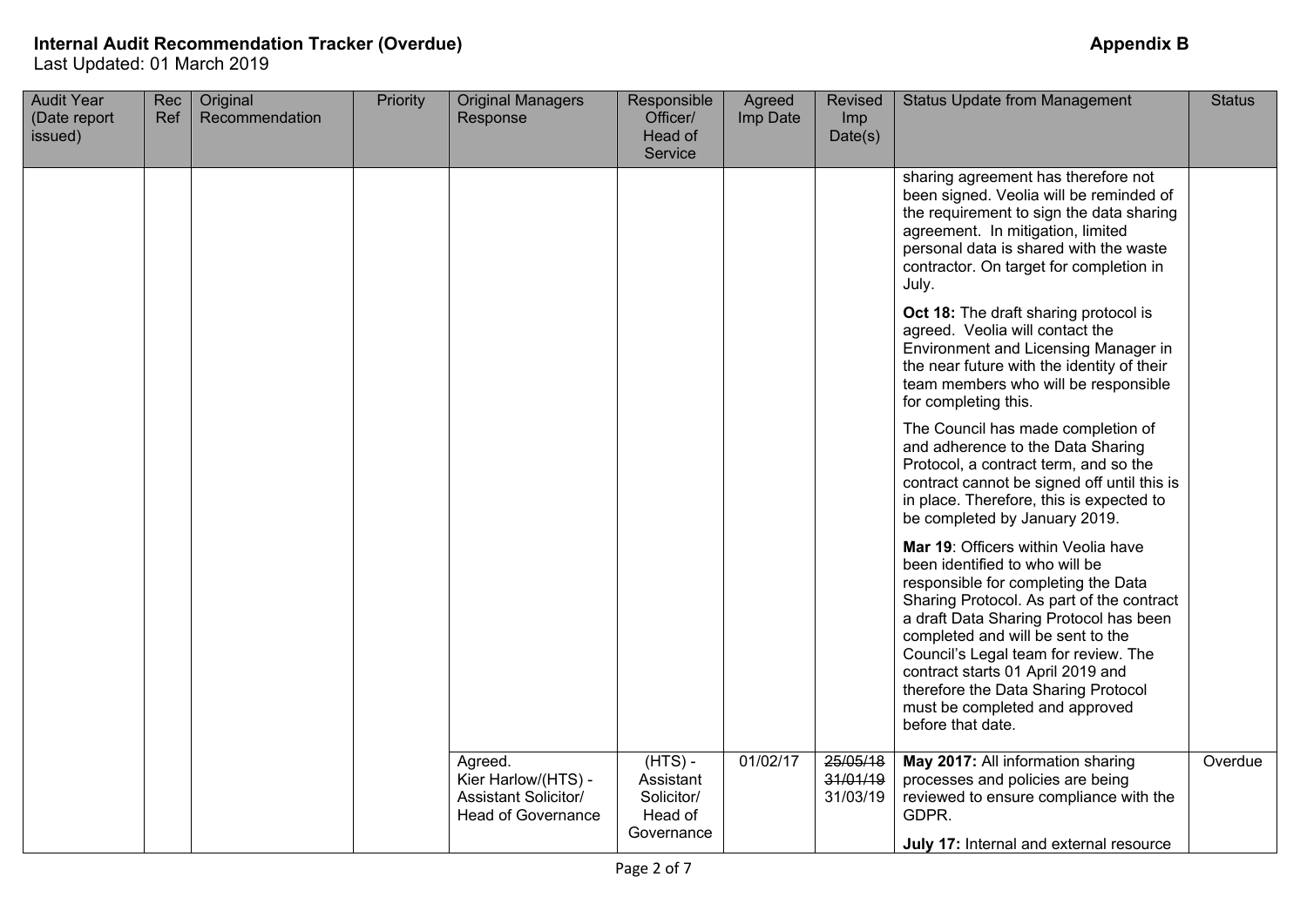**Internal Audit Recommendation Tracker (Overdue)** **Appendix B**
Last Updated: 01 March 2019

| Audit Year (Date report issued) | Rec Ref | Original Recommendation | Priority | Original Managers Response | Responsible Officer/ Head of Service | Agreed Imp Date | Revised Imp Date(s) | Status Update from Management | Status |
|---|---|---|---|---|---|---|---|---|---|
| | | | | | | | | sharing agreement has therefore not been signed. Veolia will be reminded of the requirement to sign the data sharing agreement. In mitigation, limited personal data is shared with the waste contractor. On target for completion in July.<br><br>**Oct 18:** The draft sharing protocol is agreed. Veolia will contact the Environment and Licensing Manager in the near future with the identity of their team members who will be responsible for completing this.<br><br>The Council has made completion of and adherence to the Data Sharing Protocol, a contract term, and so the contract cannot be signed off until this is in place. Therefore, this is expected to be completed by January 2019.<br><br>**Mar 19**: Officers within Veolia have been identified to who will be responsible for completing the Data Sharing Protocol. As part of the contract a draft Data Sharing Protocol has been completed and will be sent to the Council's Legal team for review. The contract starts 01 April 2019 and therefore the Data Sharing Protocol must be completed and approved before that date. | |
| | | | | Agreed.<br>Kier Harlow/(HTS) - Assistant Solicitor/ Head of Governance | (HTS) - Assistant Solicitor/ Head of Governance | 01/02/17 | ~~25/05/18~~<br>~~31/01/19~~<br>31/03/19 | **May 2017:** All information sharing processes and policies are being reviewed to ensure compliance with the GDPR.<br><br>**July 17:** Internal and external resource | Overdue |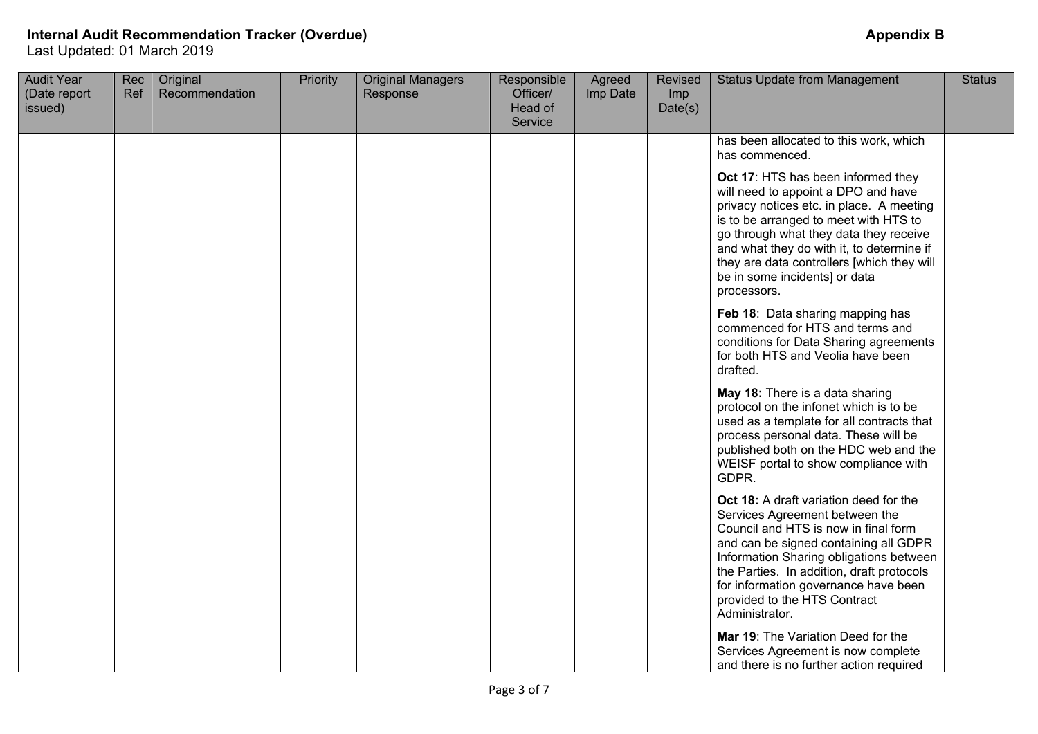**Internal Audit Recommendation Tracker (Overdue)** **Appendix B**

Last Updated: 01 March 2019

| Audit Year (Date report issued) | Rec Ref | Original Recommendation | Priority | Original Managers Response | Responsible Officer/ Head of Service | Agreed Imp Date | Revised Imp Date(s) | Status Update from Management | Status |
|---|---|---|---|---|---|---|---|---|---|
| | | | | | | | | has been allocated to this work, which has commenced.<br><br>**Oct 17**: HTS has been informed they will need to appoint a DPO and have privacy notices etc. in place. A meeting is to be arranged to meet with HTS to go through what they data they receive and what they do with it, to determine if they are data controllers [which they will be in some incidents] or data processors.<br><br>**Feb 18**: Data sharing mapping has commenced for HTS and terms and conditions for Data Sharing agreements for both HTS and Veolia have been drafted.<br><br>**May 18:** There is a data sharing protocol on the infonet which is to be used as a template for all contracts that process personal data. These will be published both on the HDC web and the WEISF portal to show compliance with GDPR.<br><br>**Oct 18:** A draft variation deed for the Services Agreement between the Council and HTS is now in final form and can be signed containing all GDPR Information Sharing obligations between the Parties. In addition, draft protocols for information governance have been provided to the HTS Contract Administrator.<br><br>**Mar 19**: The Variation Deed for the Services Agreement is now complete and there is no further action required | |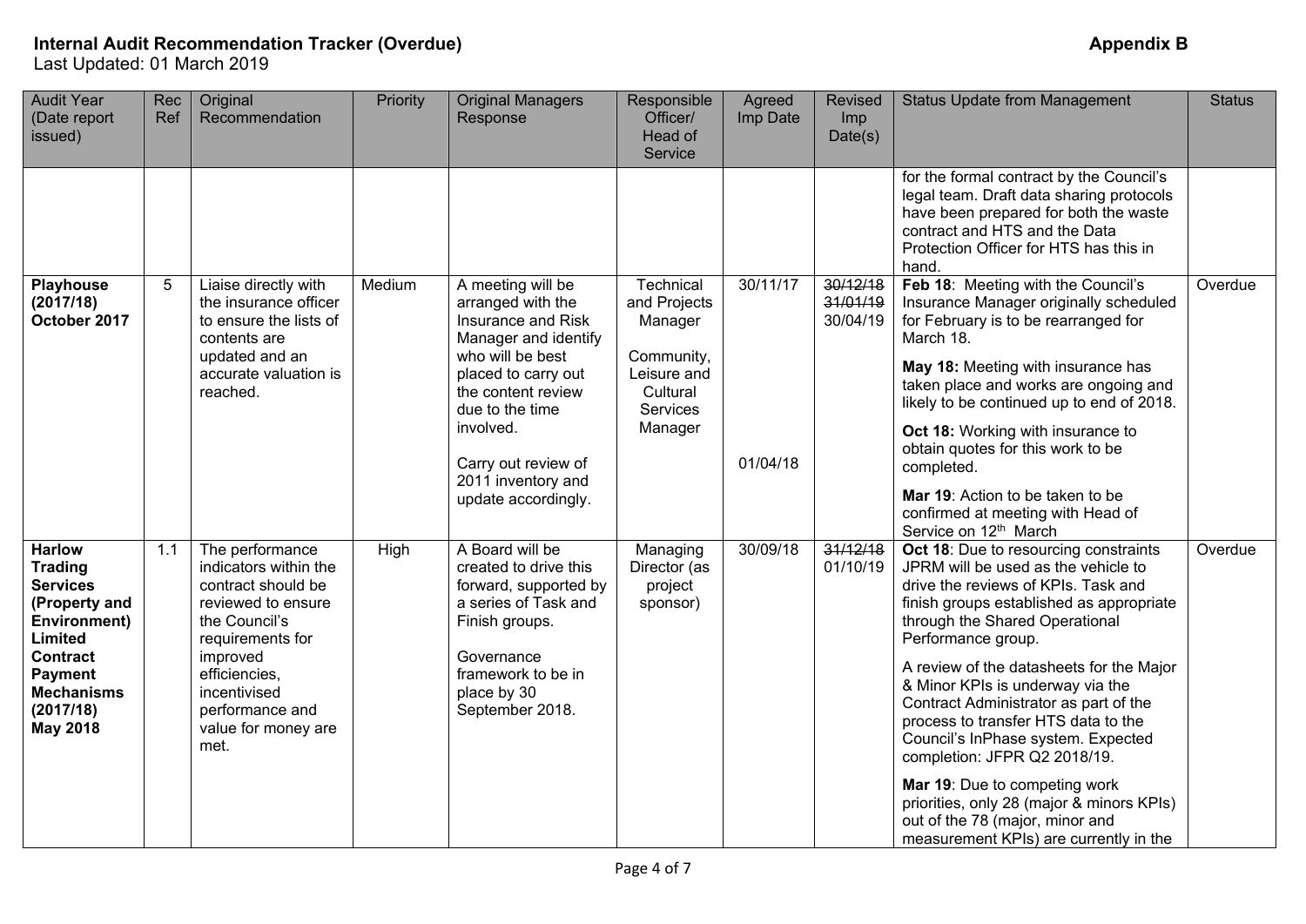**Internal Audit Recommendation Tracker (Overdue)** **Appendix B**

Last Updated: 01 March 2019

| Audit Year (Date report issued) | Rec Ref | Original Recommendation | Priority | Original Managers Response | Responsible Officer/ Head of Service | Agreed Imp Date | Revised Imp Date(s) | Status Update from Management | Status |
|---|---|---|---|---|---|---|---|---|---|
| | | | | | | | | for the formal contract by the Council's legal team. Draft data sharing protocols have been prepared for both the waste contract and HTS and the Data Protection Officer for HTS has this in hand. | |
| **Playhouse (2017/18) October 2017** | 5 | Liaise directly with the insurance officer to ensure the lists of contents are updated and an accurate valuation is reached. | Medium | A meeting will be arranged with the Insurance and Risk Manager and identify who will be best placed to carry out the content review due to the time involved.<br><br>Carry out review of 2011 inventory and update accordingly. | Technical and Projects Manager<br><br>Community, Leisure and Cultural Services Manager | 30/11/17<br><br>01/04/18 | ~~30/12/18~~<br>~~31/01/19~~<br>30/04/19 | **Feb 18**: Meeting with the Council's Insurance Manager originally scheduled for February is to be rearranged for March 18.<br><br>**May 18:** Meeting with insurance has taken place and works are ongoing and likely to be continued up to end of 2018.<br><br>**Oct 18:** Working with insurance to obtain quotes for this work to be completed.<br><br>**Mar 19**: Action to be taken to be confirmed at meeting with Head of Service on 12th March | Overdue |
| **Harlow Trading Services (Property and Environment) Limited Contract Payment Mechanisms (2017/18) May 2018** | 1.1 | The performance indicators within the contract should be reviewed to ensure the Council's requirements for improved efficiencies, incentivised performance and value for money are met. | High | A Board will be created to drive this forward, supported by a series of Task and Finish groups.<br><br>Governance framework to be in place by 30 September 2018. | Managing Director (as project sponsor) | 30/09/18 | ~~31/12/18~~<br>01/10/19 | **Oct 18**: Due to resourcing constraints JPRM will be used as the vehicle to drive the reviews of KPIs. Task and finish groups established as appropriate through the Shared Operational Performance group.<br><br>A review of the datasheets for the Major & Minor KPIs is underway via the Contract Administrator as part of the process to transfer HTS data to the Council's InPhase system. Expected completion: JFPR Q2 2018/19.<br><br>**Mar 19**: Due to competing work priorities, only 28 (major & minors KPIs) out of the 78 (major, minor and measurement KPIs) are currently in the | Overdue |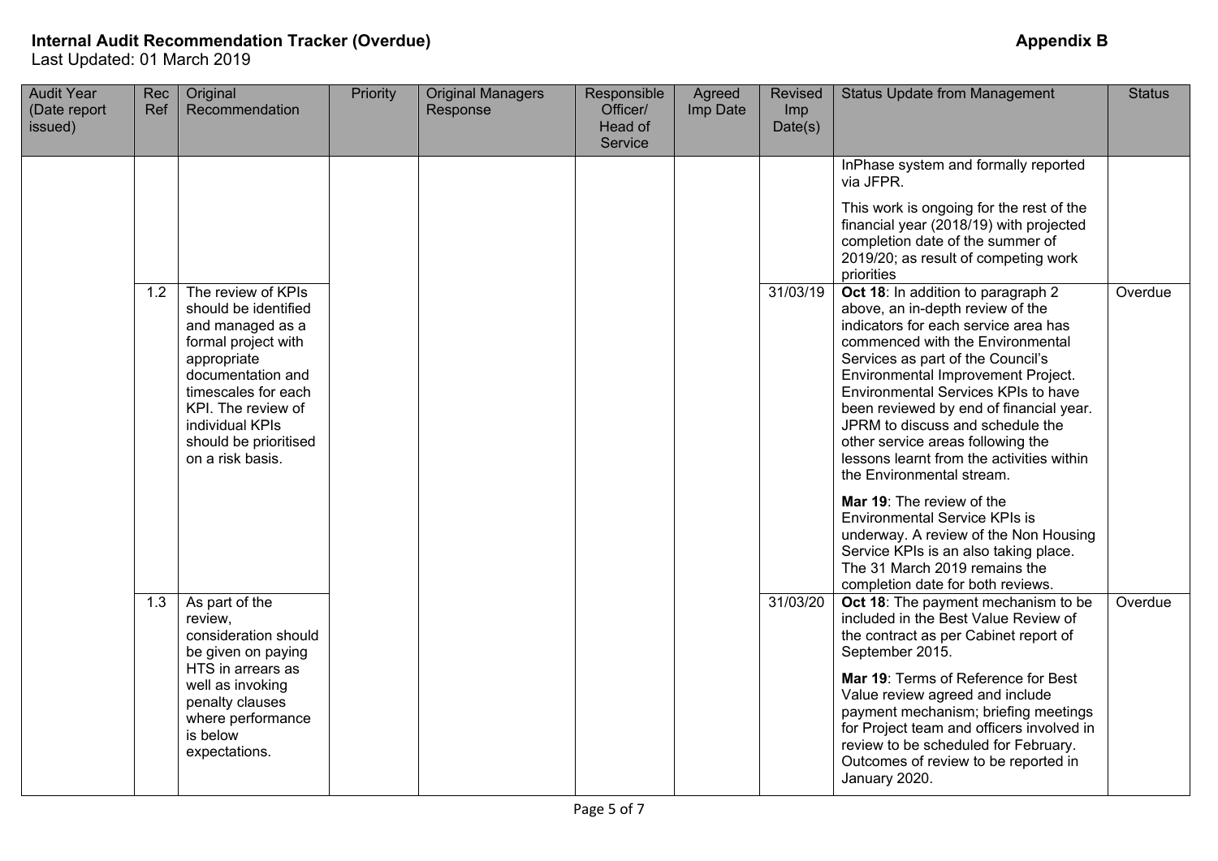**Internal Audit Recommendation Tracker (Overdue)**
Last Updated: 01 March 2019

**Appendix B**

| Audit Year (Date report issued) | Rec Ref | Original Recommendation | Priority | Original Managers Response | Responsible Officer/ Head of Service | Agreed Imp Date | Revised Imp Date(s) | Status Update from Management | Status |
|---|---|---|---|---|---|---|---|---|---|
| | | | | | | | | InPhase system and formally reported via JFPR.<br><br>This work is ongoing for the rest of the financial year (2018/19) with projected completion date of the summer of 2019/20; as result of competing work priorities | |
| | 1.2 | The review of KPIs should be identified and managed as a formal project with appropriate documentation and timescales for each KPI. The review of individual KPIs should be prioritised on a risk basis. | | | | | 31/03/19 | **Oct 18**: In addition to paragraph 2 above, an in-depth review of the indicators for each service area has commenced with the Environmental Services as part of the Council's Environmental Improvement Project. Environmental Services KPIs to have been reviewed by end of financial year. JPRM to discuss and schedule the other service areas following the lessons learnt from the activities within the Environmental stream.<br><br>**Mar 19**: The review of the Environmental Service KPIs is underway. A review of the Non Housing Service KPIs is an also taking place. The 31 March 2019 remains the completion date for both reviews. | Overdue |
| | 1.3 | As part of the review, consideration should be given on paying HTS in arrears as well as invoking penalty clauses where performance is below expectations. | | | | | 31/03/20 | **Oct 18**: The payment mechanism to be included in the Best Value Review of the contract as per Cabinet report of September 2015.<br><br>**Mar 19**: Terms of Reference for Best Value review agreed and include payment mechanism; briefing meetings for Project team and officers involved in review to be scheduled for February. Outcomes of review to be reported in January 2020. | Overdue |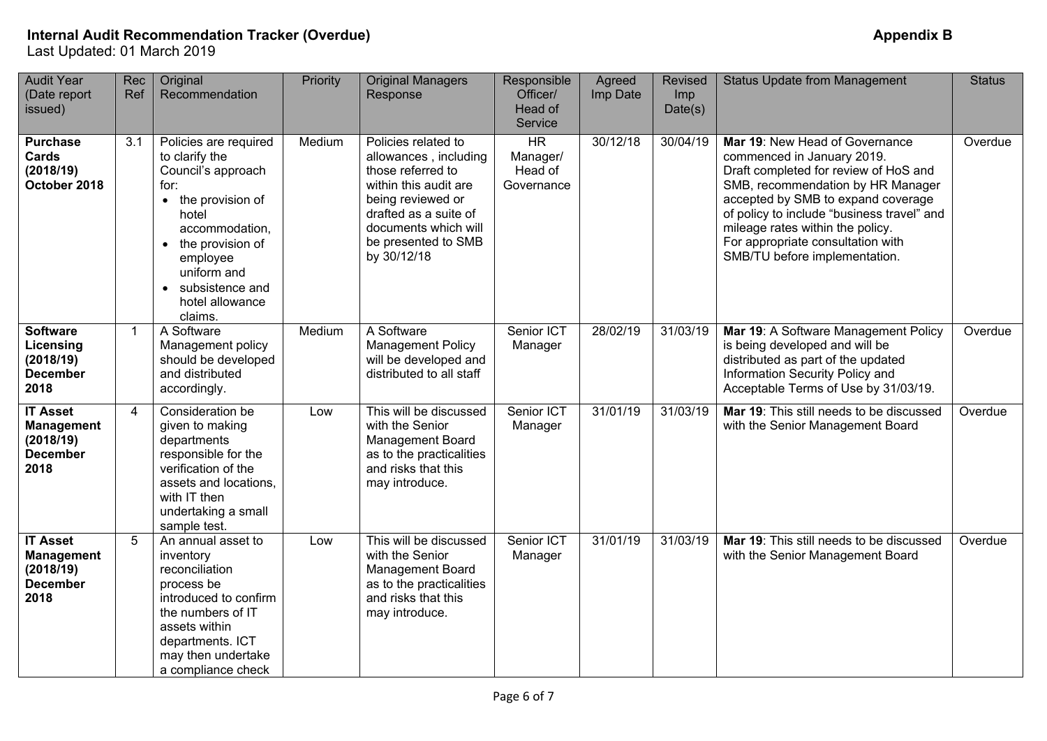**Internal Audit Recommendation Tracker (Overdue)** **Appendix B**

Last Updated: 01 March 2019

| Audit Year (Date report issued) | Rec Ref | Original Recommendation | Priority | Original Managers Response | Responsible Officer/ Head of Service | Agreed Imp Date | Revised Imp Date(s) | Status Update from Management | Status |
|---|---|---|---|---|---|---|---|---|---|
| **Purchase Cards (2018/19) October 2018** | 3.1 | Policies are required to clarify the Council's approach for: <br>• the provision of hotel accommodation, <br>• the provision of employee uniform and <br>• subsistence and hotel allowance claims. | Medium | Policies related to allowances , including those referred to within this audit are being reviewed or drafted as a suite of documents which will be presented to SMB by 30/12/18 | HR Manager/ Head of Governance | 30/12/18 | 30/04/19 | **Mar 19**: New Head of Governance commenced in January 2019. Draft completed for review of HoS and SMB, recommendation by HR Manager accepted by SMB to expand coverage of policy to include "business travel" and mileage rates within the policy. For appropriate consultation with SMB/TU before implementation. | Overdue |
| **Software Licensing (2018/19) December 2018** | 1 | A Software Management policy should be developed and distributed accordingly. | Medium | A Software Management Policy will be developed and distributed to all staff | Senior ICT Manager | 28/02/19 | 31/03/19 | **Mar 19**: A Software Management Policy is being developed and will be distributed as part of the updated Information Security Policy and Acceptable Terms of Use by 31/03/19. | Overdue |
| **IT Asset Management (2018/19) December 2018** | 4 | Consideration be given to making departments responsible for the verification of the assets and locations, with IT then undertaking a small sample test. | Low | This will be discussed with the Senior Management Board as to the practicalities and risks that this may introduce. | Senior ICT Manager | 31/01/19 | 31/03/19 | **Mar 19**: This still needs to be discussed with the Senior Management Board | Overdue |
| **IT Asset Management (2018/19) December 2018** | 5 | An annual asset to inventory reconciliation process be introduced to confirm the numbers of IT assets within departments. ICT may then undertake a compliance check | Low | This will be discussed with the Senior Management Board as to the practicalities and risks that this may introduce. | Senior ICT Manager | 31/01/19 | 31/03/19 | **Mar 19**: This still needs to be discussed with the Senior Management Board | Overdue |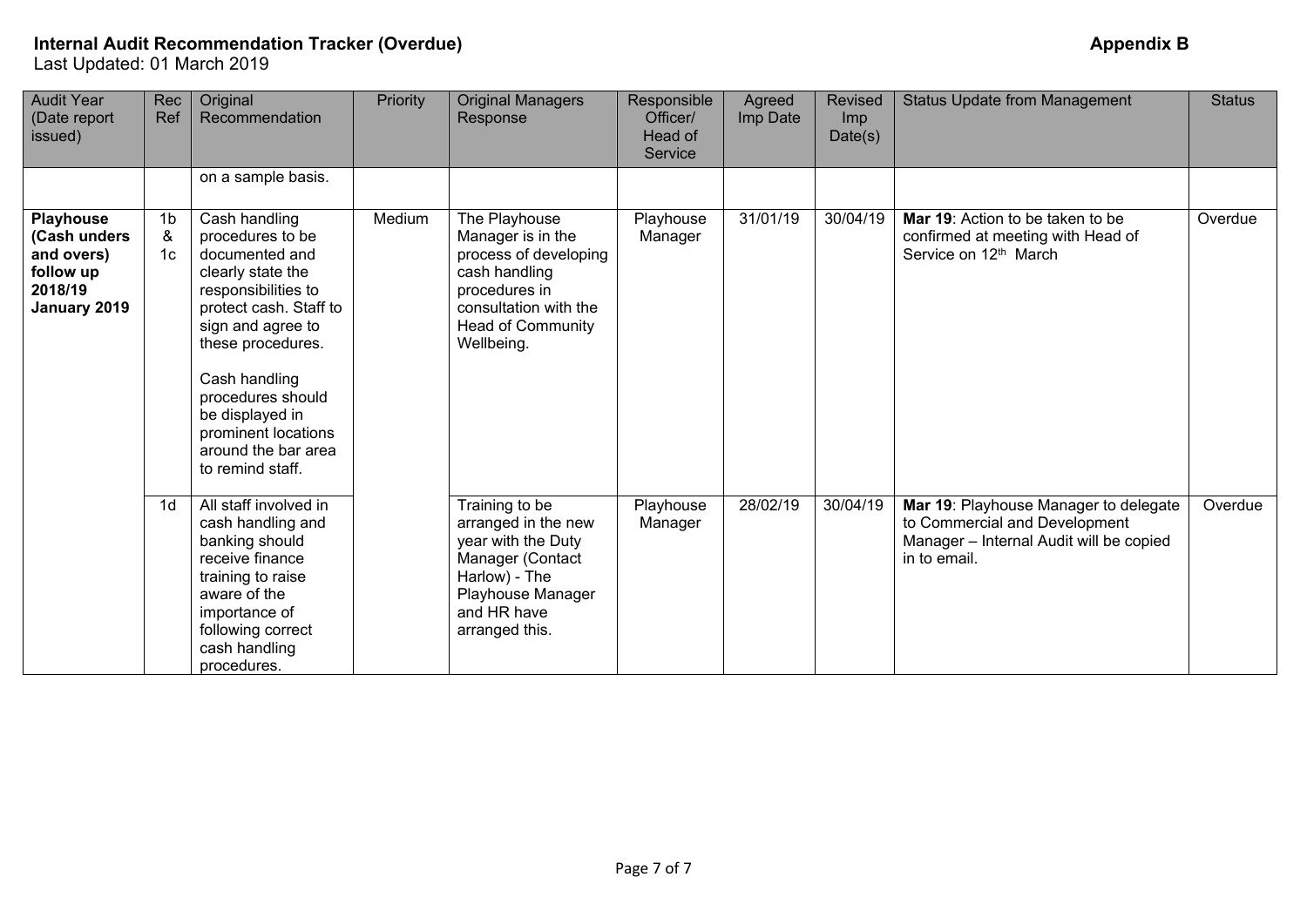**Internal Audit Recommendation Tracker (Overdue)** **Appendix B**

Last Updated: 01 March 2019

| Audit Year (Date report issued) | Rec Ref | Original Recommendation | Priority | Original Managers Response | Responsible Officer/ Head of Service | Agreed Imp Date | Revised Imp Date(s) | Status Update from Management | Status |
|---|---|---|---|---|---|---|---|---|---|
| | | on a sample basis. | | | | | | | |
| **Playhouse (Cash unders and overs) follow up 2018/19 January 2019** | 1b & 1c | Cash handling procedures to be documented and clearly state the responsibilities to protect cash. Staff to sign and agree to these procedures. Cash handling procedures should be displayed in prominent locations around the bar area to remind staff. | Medium | The Playhouse Manager is in the process of developing cash handling procedures in consultation with the Head of Community Wellbeing. | Playhouse Manager | 31/01/19 | 30/04/19 | **Mar 19**: Action to be taken to be confirmed at meeting with Head of Service on 12th March | Overdue |
| | 1d | All staff involved in cash handling and banking should receive finance training to raise aware of the importance of following correct cash handling procedures. | | Training to be arranged in the new year with the Duty Manager (Contact Harlow) - The Playhouse Manager and HR have arranged this. | Playhouse Manager | 28/02/19 | 30/04/19 | **Mar 19**: Playhouse Manager to delegate to Commercial and Development Manager – Internal Audit will be copied in to email. | Overdue |